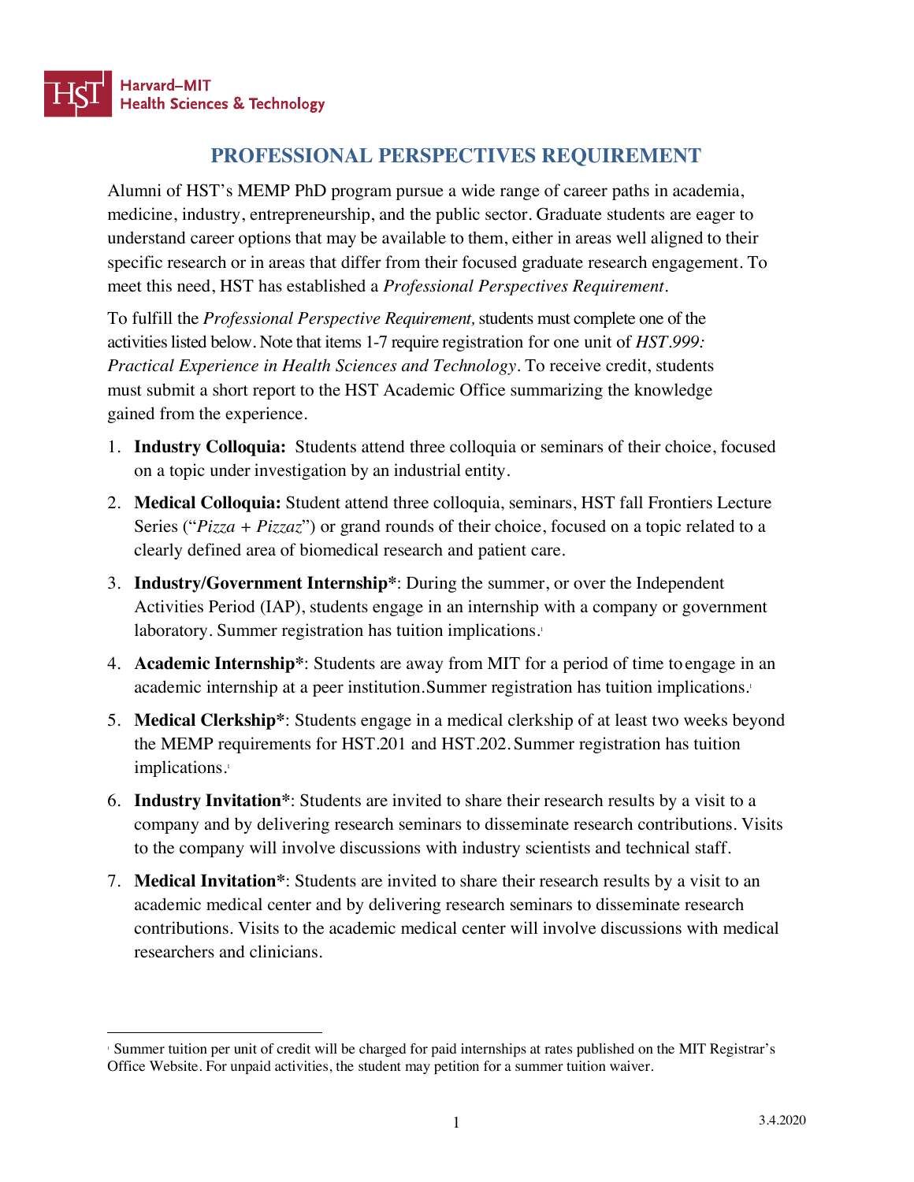Harvard–MIT Health Sciences & Technology

# PROFESSIONAL PERSPECTIVES REQUIREMENT

Alumni of HST's MEMP PhD program pursue a wide range of career paths in academia, medicine, industry, entrepreneurship, and the public sector. Graduate students are eager to understand career options that may be available to them, either in areas well aligned to their specific research or in areas that differ from their focused graduate research engagement. To meet this need, HST has established a *Professional Perspectives Requirement*.

To fulfill the *Professional Perspective Requirement,* students must complete one of the activities listed below. Note that items 1-7 require registration for one unit of *HST.999: Practical Experience in Health Sciences and Technology*. To receive credit, students must submit a short report to the HST Academic Office summarizing the knowledge gained from the experience.

1. **Industry Colloquia:** Students attend three colloquia or seminars of their choice, focused on a topic under investigation by an industrial entity.
2. **Medical Colloquia:** Student attend three colloquia, seminars, HST fall Frontiers Lecture Series ("*Pizza + Pizzaz*") or grand rounds of their choice, focused on a topic related to a clearly defined area of biomedical research and patient care.
3. **Industry/Government Internship***: During the summer, or over the Independent Activities Period (IAP), students engage in an internship with a company or government laboratory. Summer registration has tuition implications.[1]
4. **Academic Internship***: Students are away from MIT for a period of time to engage in an academic internship at a peer institution. Summer registration has tuition implications.[1]
5. **Medical Clerkship***: Students engage in a medical clerkship of at least two weeks beyond the MEMP requirements for HST.201 and HST.202. Summer registration has tuition implications.[1]
6. **Industry Invitation***: Students are invited to share their research results by a visit to a company and by delivering research seminars to disseminate research contributions. Visits to the company will involve discussions with industry scientists and technical staff.
7. **Medical Invitation***: Students are invited to share their research results by a visit to an academic medical center and by delivering research seminars to disseminate research contributions. Visits to the academic medical center will involve discussions with medical researchers and clinicians.

---

[1] Summer tuition per unit of credit will be charged for paid internships at rates published on the MIT Registrar's Office Website. For unpaid activities, the student may petition for a summer tuition waiver.

3.4.2020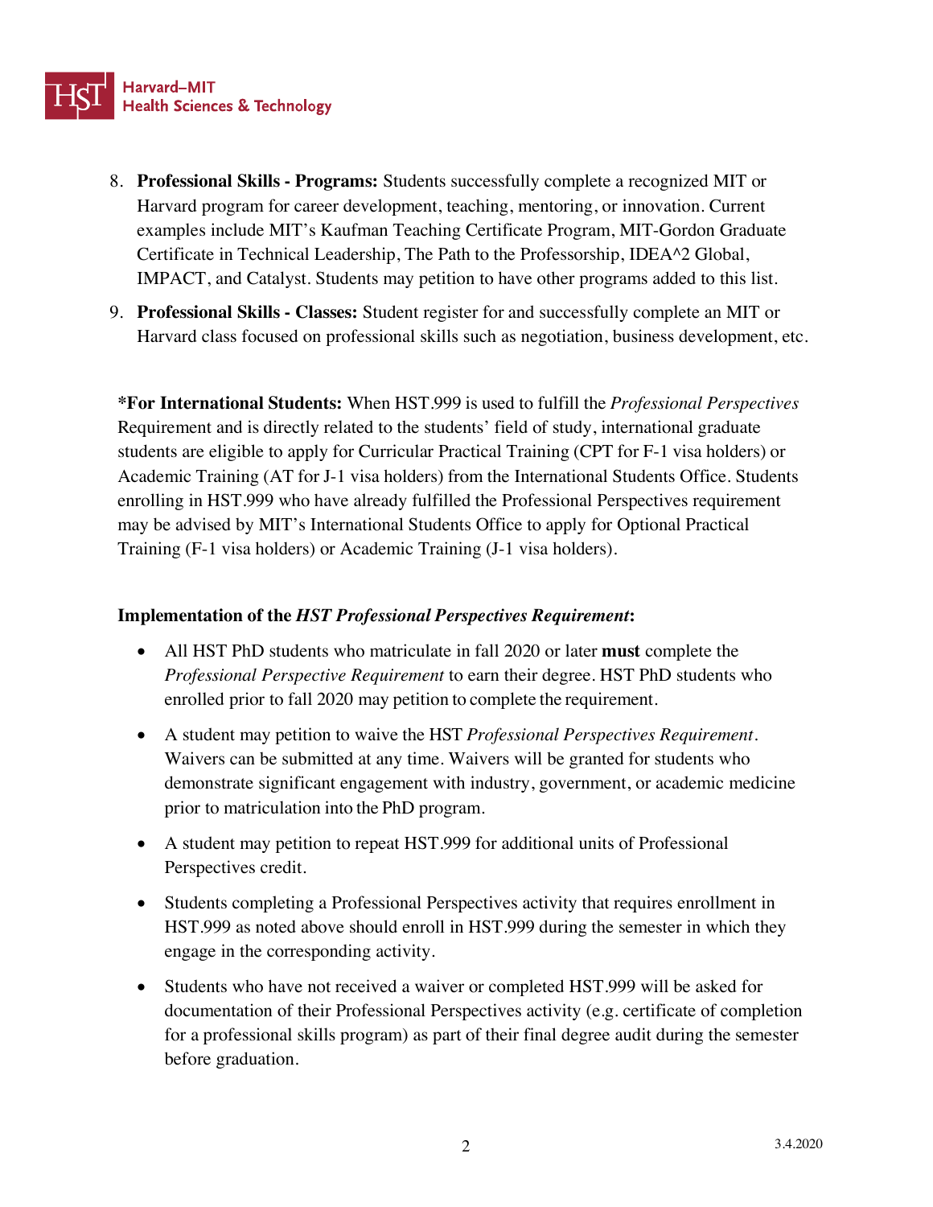8. **Professional Skills - Programs:** Students successfully complete a recognized MIT or Harvard program for career development, teaching, mentoring, or innovation. Current examples include MIT's Kaufman Teaching Certificate Program, MIT-Gordon Graduate Certificate in Technical Leadership, The Path to the Professorship, IDEA^2 Global, IMPACT, and Catalyst. Students may petition to have other programs added to this list.
9. **Professional Skills - Classes:** Student register for and successfully complete an MIT or Harvard class focused on professional skills such as negotiation, business development, etc.

**\*For International Students:** When HST.999 is used to fulfill the *Professional Perspectives* Requirement and is directly related to the students' field of study, international graduate students are eligible to apply for Curricular Practical Training (CPT for F-1 visa holders) or Academic Training (AT for J-1 visa holders) from the International Students Office. Students enrolling in HST.999 who have already fulfilled the Professional Perspectives requirement may be advised by MIT's International Students Office to apply for Optional Practical Training (F-1 visa holders) or Academic Training (J-1 visa holders).

**Implementation of the *HST Professional Perspectives Requirement*:**

- All HST PhD students who matriculate in fall 2020 or later **must** complete the *Professional Perspective Requirement* to earn their degree. HST PhD students who enrolled prior to fall 2020 may petition to complete the requirement.
- A student may petition to waive the HST *Professional Perspectives Requirement*. Waivers can be submitted at any time. Waivers will be granted for students who demonstrate significant engagement with industry, government, or academic medicine prior to matriculation into the PhD program.
- A student may petition to repeat HST.999 for additional units of Professional Perspectives credit.
- Students completing a Professional Perspectives activity that requires enrollment in HST.999 as noted above should enroll in HST.999 during the semester in which they engage in the corresponding activity.
- Students who have not received a waiver or completed HST.999 will be asked for documentation of their Professional Perspectives activity (e.g. certificate of completion for a professional skills program) as part of their final degree audit during the semester before graduation.